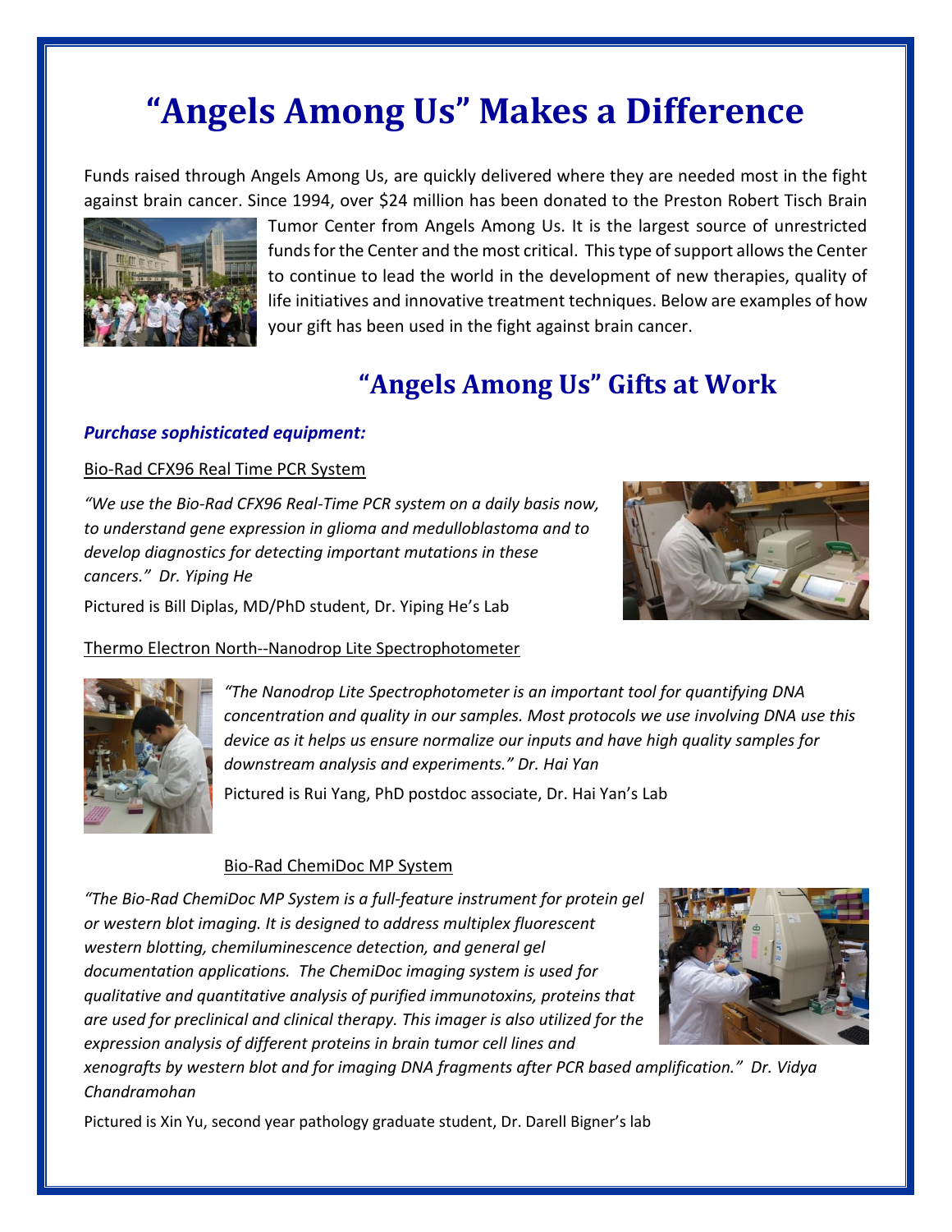# "Angels Among Us" Makes a Difference

Funds raised through Angels Among Us, are quickly delivered where they are needed most in the fight against brain cancer. Since 1994, over $24 million has been donated to the Preston Robert Tisch Brain Tumor Center from Angels Among Us. It is the largest source of unrestricted funds for the Center and the most critical. This type of support allows the Center to continue to lead the world in the development of new therapies, quality of life initiatives and innovative treatment techniques. Below are examples of how your gift has been used in the fight against brain cancer.

## "Angels Among Us" Gifts at Work

***Purchase sophisticated equipment:***

Bio-Rad CFX96 Real Time PCR System

*"We use the Bio-Rad CFX96 Real-Time PCR system on a daily basis now, to understand gene expression in glioma and medulloblastoma and to develop diagnostics for detecting important mutations in these cancers." Dr. Yiping He*

Pictured is Bill Diplas, MD/PhD student, Dr. Yiping He's Lab

Thermo Electron North--Nanodrop Lite Spectrophotometer

*"The Nanodrop Lite Spectrophotometer is an important tool for quantifying DNA concentration and quality in our samples. Most protocols we use involving DNA use this device as it helps us ensure normalize our inputs and have high quality samples for downstream analysis and experiments." Dr. Hai Yan*

Pictured is Rui Yang, PhD postdoc associate, Dr. Hai Yan's Lab

Bio-Rad ChemiDoc MP System

*"The Bio-Rad ChemiDoc MP System is a full-feature instrument for protein gel or western blot imaging. It is designed to address multiplex fluorescent western blotting, chemiluminescence detection, and general gel documentation applications. The ChemiDoc imaging system is used for qualitative and quantitative analysis of purified immunotoxins, proteins that are used for preclinical and clinical therapy. This imager is also utilized for the expression analysis of different proteins in brain tumor cell lines and xenografts by western blot and for imaging DNA fragments after PCR based amplification." Dr. Vidya Chandramohan*

Pictured is Xin Yu, second year pathology graduate student, Dr. Darell Bigner's lab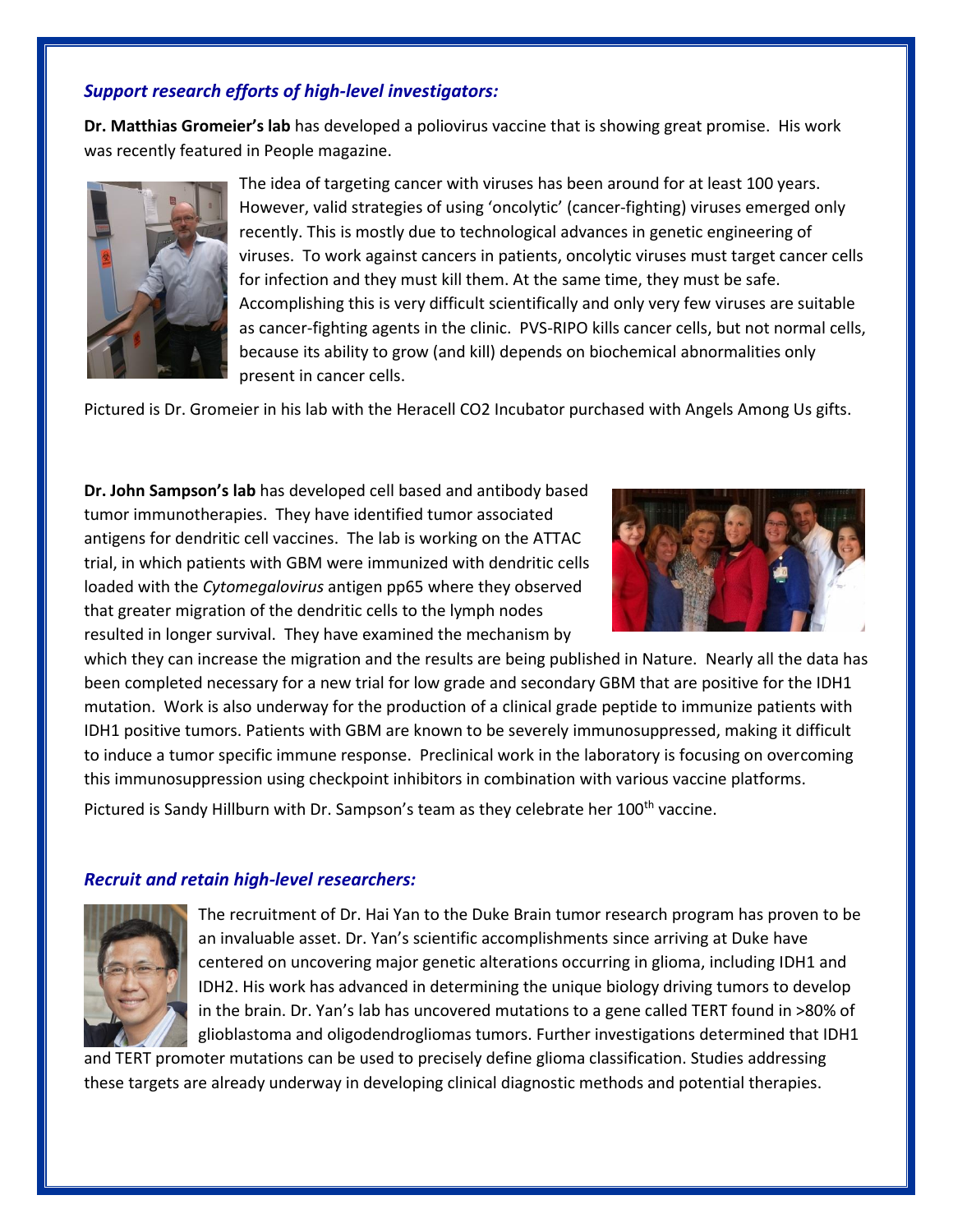### *Support research efforts of high-level investigators:*

**Dr. Matthias Gromeier's lab** has developed a poliovirus vaccine that is showing great promise. His work was recently featured in People magazine.

The idea of targeting cancer with viruses has been around for at least 100 years. However, valid strategies of using 'oncolytic' (cancer-fighting) viruses emerged only recently. This is mostly due to technological advances in genetic engineering of viruses. To work against cancers in patients, oncolytic viruses must target cancer cells for infection and they must kill them. At the same time, they must be safe. Accomplishing this is very difficult scientifically and only very few viruses are suitable as cancer-fighting agents in the clinic. PVS-RIPO kills cancer cells, but not normal cells, because its ability to grow (and kill) depends on biochemical abnormalities only present in cancer cells.

Pictured is Dr. Gromeier in his lab with the Heracell $CO_2$ Incubator purchased with Angels Among Us gifts.

**Dr. John Sampson's lab** has developed cell based and antibody based tumor immunotherapies. They have identified tumor associated antigens for dendritic cell vaccines. The lab is working on the ATTAC trial, in which patients with GBM were immunized with dendritic cells loaded with the *Cytomegalovirus* antigen pp65 where they observed that greater migration of the dendritic cells to the lymph nodes resulted in longer survival. They have examined the mechanism by which they can increase the migration and the results are being published in Nature. Nearly all the data has been completed necessary for a new trial for low grade and secondary GBM that are positive for the IDH1 mutation. Work is also underway for the production of a clinical grade peptide to immunize patients with IDH1 positive tumors. Patients with GBM are known to be severely immunosuppressed, making it difficult to induce a tumor specific immune response. Preclinical work in the laboratory is focusing on overcoming this immunosuppression using checkpoint inhibitors in combination with various vaccine platforms.

Pictured is Sandy Hillburn with Dr. Sampson's team as they celebrate her 100th vaccine.

### *Recruit and retain high-level researchers:*

The recruitment of Dr. Hai Yan to the Duke Brain tumor research program has proven to be an invaluable asset. Dr. Yan's scientific accomplishments since arriving at Duke have centered on uncovering major genetic alterations occurring in glioma, including IDH1 and IDH2. His work has advanced in determining the unique biology driving tumors to develop in the brain. Dr. Yan's lab has uncovered mutations to a gene called TERT found in >80% of glioblastoma and oligodendrogliomas tumors. Further investigations determined that IDH1 and TERT promoter mutations can be used to precisely define glioma classification. Studies addressing these targets are already underway in developing clinical diagnostic methods and potential therapies.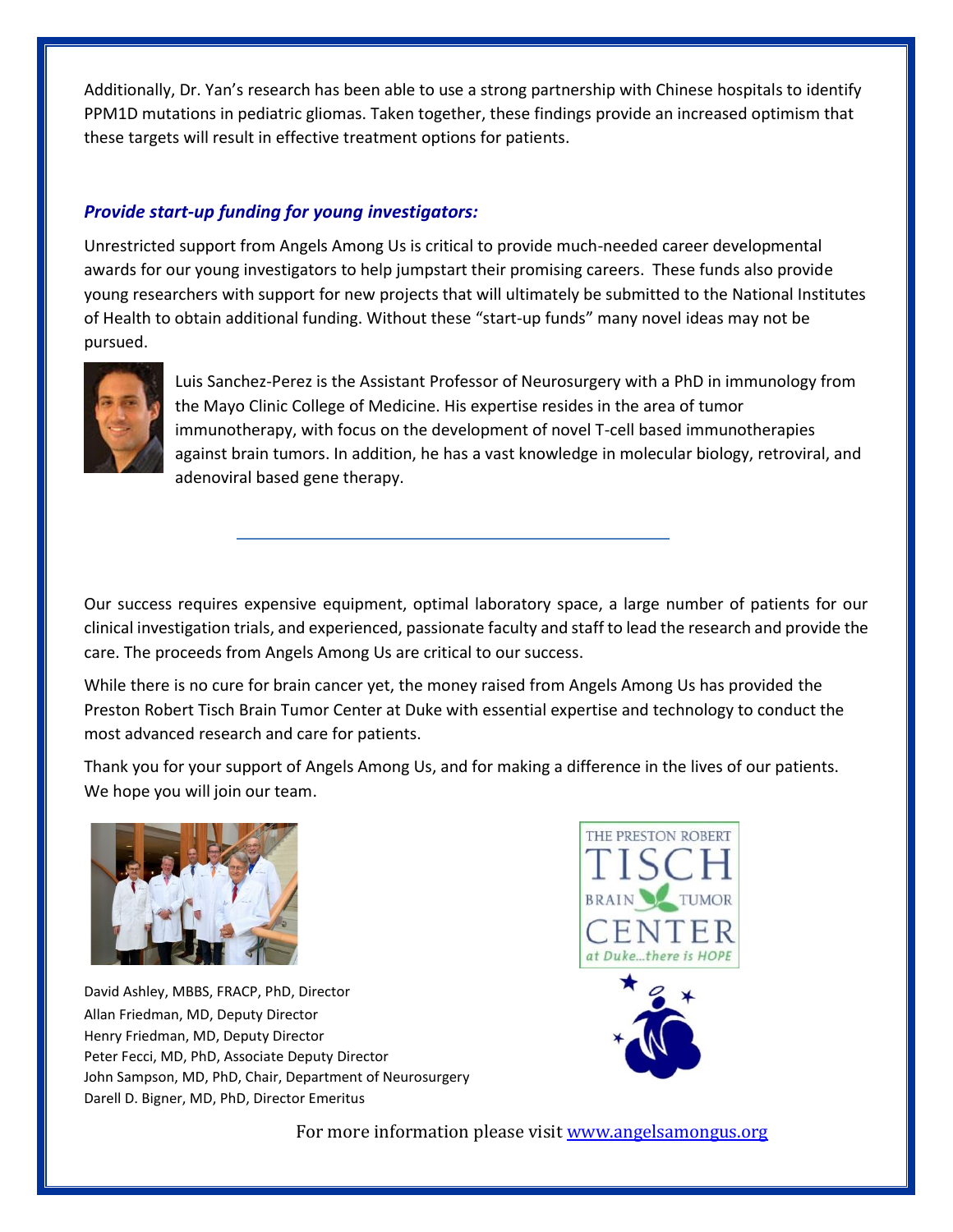Additionally, Dr. Yan's research has been able to use a strong partnership with Chinese hospitals to identify PPM1D mutations in pediatric gliomas. Taken together, these findings provide an increased optimism that these targets will result in effective treatment options for patients.

### *Provide start-up funding for young investigators:*

Unrestricted support from Angels Among Us is critical to provide much-needed career developmental awards for our young investigators to help jumpstart their promising careers. These funds also provide young researchers with support for new projects that will ultimately be submitted to the National Institutes of Health to obtain additional funding. Without these "start-up funds" many novel ideas may not be pursued.

Luis Sanchez-Perez is the Assistant Professor of Neurosurgery with a PhD in immunology from the Mayo Clinic College of Medicine. His expertise resides in the area of tumor immunotherapy, with focus on the development of novel T-cell based immunotherapies against brain tumors. In addition, he has a vast knowledge in molecular biology, retroviral, and adenoviral based gene therapy.

---

Our success requires expensive equipment, optimal laboratory space, a large number of patients for our clinical investigation trials, and experienced, passionate faculty and staff to lead the research and provide the care. The proceeds from Angels Among Us are critical to our success.

While there is no cure for brain cancer yet, the money raised from Angels Among Us has provided the Preston Robert Tisch Brain Tumor Center at Duke with essential expertise and technology to conduct the most advanced research and care for patients.

Thank you for your support of Angels Among Us, and for making a difference in the lives of our patients. We hope you will join our team.

David Ashley, MBBS, FRACP, PhD, Director
Allan Friedman, MD, Deputy Director
Henry Friedman, MD, Deputy Director
Peter Fecci, MD, PhD, Associate Deputy Director
John Sampson, MD, PhD, Chair, Department of Neurosurgery
Darell D. Bigner, MD, PhD, Director Emeritus

THE PRESTON ROBERT TISCH BRAIN TUMOR CENTER at Duke...there is HOPE

For more information please visit [www.angelsamongus.org](http://www.angelsamongus.org)